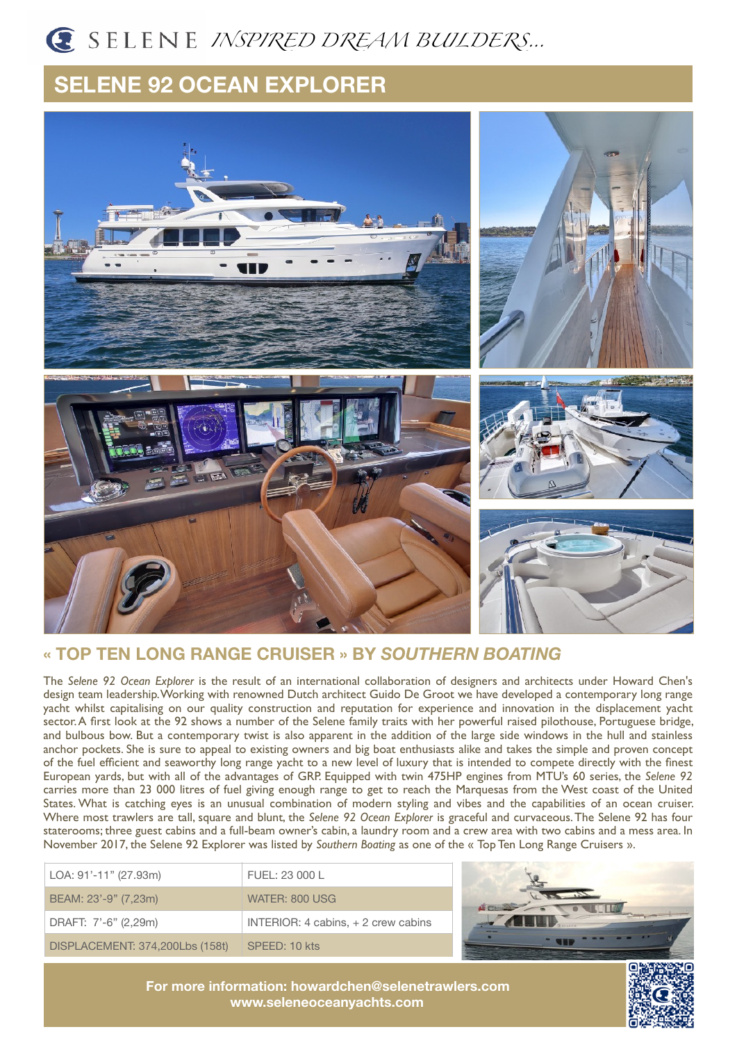SELENE *INSPIRED DREAM BUILDERS...*

# SELENE 92 OCEAN EXPLORER

## « TOP TEN LONG RANGE CRUISER » BY *SOUTHERN BOATING*

The *Selene 92 Ocean Explorer* is the result of an international collaboration of designers and architects under Howard Chen's design team leadership. Working with renowned Dutch architect Guido De Groot we have developed a contemporary long range yacht whilst capitalising on our quality construction and reputation for experience and innovation in the displacement yacht sector. A first look at the 92 shows a number of the Selene family traits with her powerful raised pilothouse, Portuguese bridge, and bulbous bow. But a contemporary twist is also apparent in the addition of the large side windows in the hull and stainless anchor pockets. She is sure to appeal to existing owners and big boat enthusiasts alike and takes the simple and proven concept of the fuel efficient and seaworthy long range yacht to a new level of luxury that is intended to compete directly with the finest European yards, but with all of the advantages of GRP. Equipped with twin 475HP engines from MTU's 60 series, the *Selene 92* carries more than 23 000 litres of fuel giving enough range to get to reach the Marquesas from the West coast of the United States. What is catching eyes is an unusual combination of modern styling and vibes and the capabilities of an ocean cruiser. Where most trawlers are tall, square and blunt, the *Selene 92 Ocean Explorer* is graceful and curvaceous. The Selene 92 has four staterooms; three guest cabins and a full-beam owner's cabin, a laundry room and a crew area with two cabins and a mess area. In November 2017, the Selene 92 Explorer was listed by *Southern Boating* as one of the « Top Ten Long Range Cruisers ».

| | |
|---|---|
| LOA: 91'-11" (27.93m) | FUEL: 23 000 L |
| BEAM: 23'-9" (7,23m) | WATER: 800 USG |
| DRAFT: 7'-6" (2,29m) | INTERIOR: 4 cabins, + 2 crew cabins |
| DISPLACEMENT: 374,200Lbs (158t) | SPEED: 10 kts |

**For more information: howardchen@selenetrawlers.com**
**www.seleneoceanyachts.com**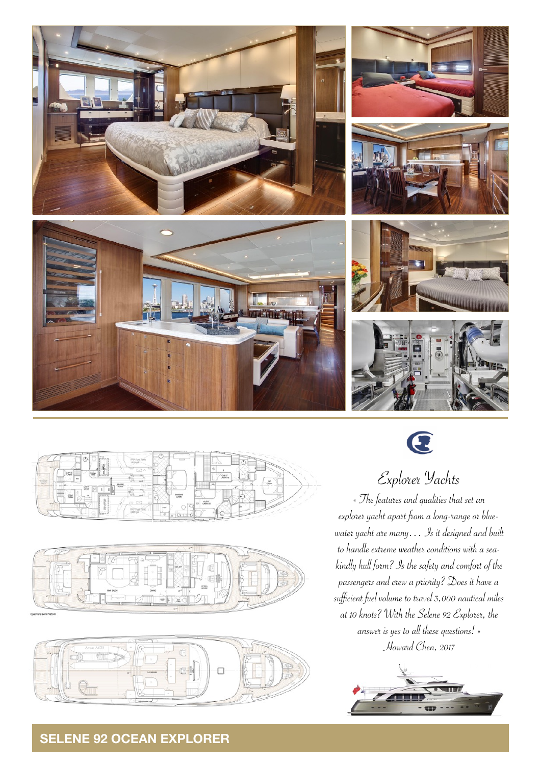## Explorer Yachts

*« The features and qualities that set an explorer yacht apart from a long-range or blue-water yacht are many… Is it designed and built to handle extreme weather conditions with a sea-kindly hull form? Is the safety and comfort of the passengers and crew a priority? Does it have a sufficient fuel volume to travel 3,000 nautical miles at 10 knots? With the Selene 92 Explorer, the answer is yes to all these questions! »*

*Howard Chen, 2017*

## SELENE 92 OCEAN EXPLORER